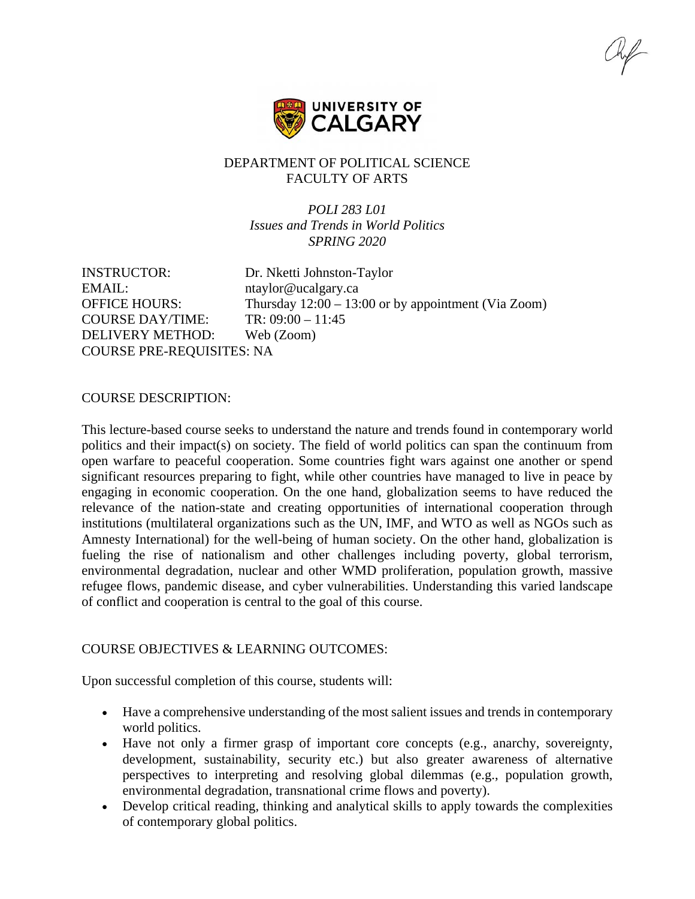DEPARTMENT OF POLITICAL SCIENCE
FACULTY OF ARTS

*POLI 283 L01*
*Issues and Trends in World Politics*
*SPRING 2020*

INSTRUCTOR: Dr. Nketti Johnston-Taylor
EMAIL: ntaylor@ucalgary.ca
OFFICE HOURS: Thursday 12:00 – 13:00 or by appointment (Via Zoom)
COURSE DAY/TIME: TR: 09:00 – 11:45
DELIVERY METHOD: Web (Zoom)
COURSE PRE-REQUISITES: NA

## COURSE DESCRIPTION:

This lecture-based course seeks to understand the nature and trends found in contemporary world politics and their impact(s) on society. The field of world politics can span the continuum from open warfare to peaceful cooperation. Some countries fight wars against one another or spend significant resources preparing to fight, while other countries have managed to live in peace by engaging in economic cooperation. On the one hand, globalization seems to have reduced the relevance of the nation-state and creating opportunities of international cooperation through institutions (multilateral organizations such as the UN, IMF, and WTO as well as NGOs such as Amnesty International) for the well-being of human society. On the other hand, globalization is fueling the rise of nationalism and other challenges including poverty, global terrorism, environmental degradation, nuclear and other WMD proliferation, population growth, massive refugee flows, pandemic disease, and cyber vulnerabilities. Understanding this varied landscape of conflict and cooperation is central to the goal of this course.

## COURSE OBJECTIVES & LEARNING OUTCOMES:

Upon successful completion of this course, students will:

- Have a comprehensive understanding of the most salient issues and trends in contemporary world politics.
- Have not only a firmer grasp of important core concepts (e.g., anarchy, sovereignty, development, sustainability, security etc.) but also greater awareness of alternative perspectives to interpreting and resolving global dilemmas (e.g., population growth, environmental degradation, transnational crime flows and poverty).
- Develop critical reading, thinking and analytical skills to apply towards the complexities of contemporary global politics.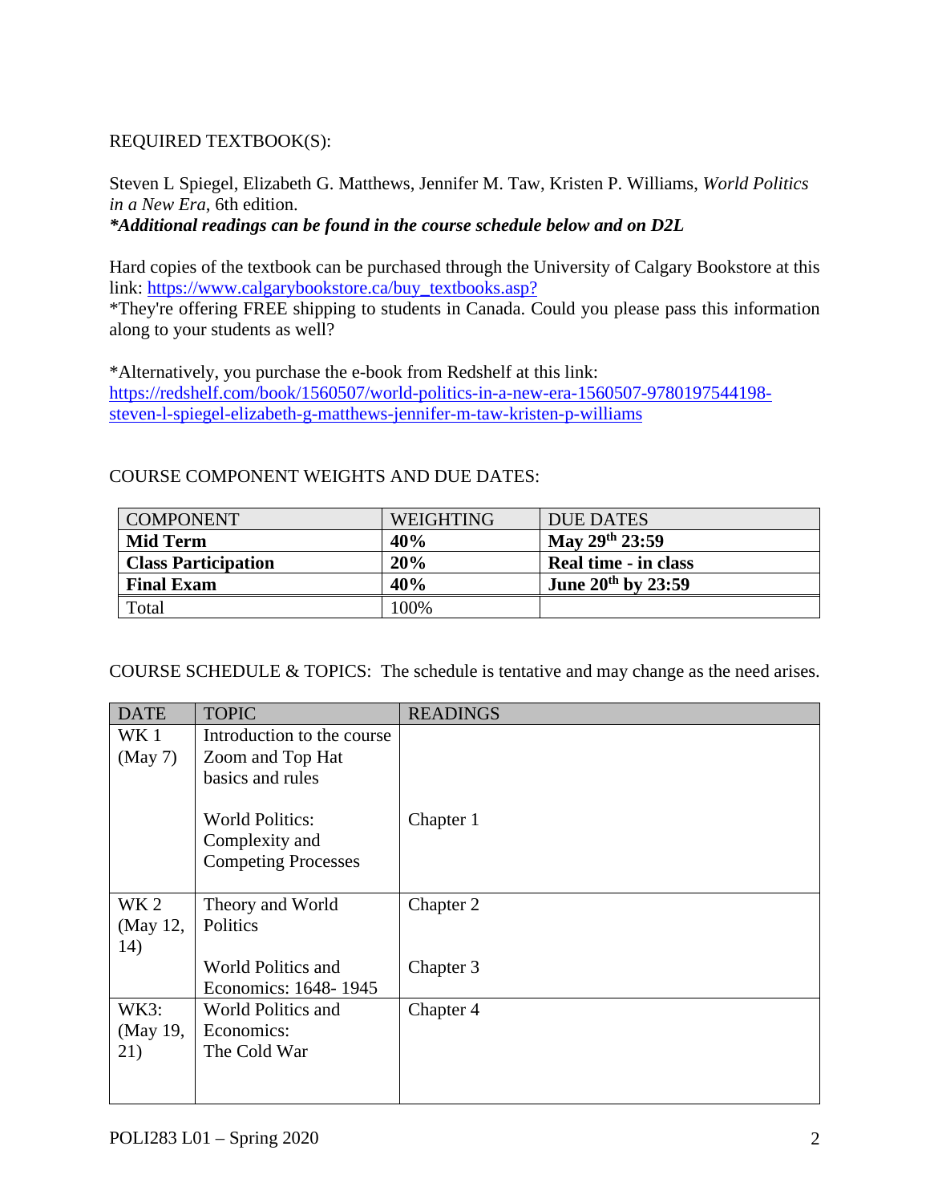REQUIRED TEXTBOOK(S):

Steven L Spiegel, Elizabeth G. Matthews, Jennifer M. Taw, Kristen P. Williams, *World Politics in a New Era*, 6th edition.
***Additional readings can be found in the course schedule below and on D2L***

Hard copies of the textbook can be purchased through the University of Calgary Bookstore at this link: [https://www.calgarybookstore.ca/buy_textbooks.asp?](https://www.calgarybookstore.ca/buy_textbooks.asp?)
*They're offering FREE shipping to students in Canada. Could you please pass this information along to your students as well?

*Alternatively, you purchase the e-book from Redshelf at this link: [https://redshelf.com/book/1560507/world-politics-in-a-new-era-1560507-9780197544198-steven-l-spiegel-elizabeth-g-matthews-jennifer-m-taw-kristen-p-williams](https://redshelf.com/book/1560507/world-politics-in-a-new-era-1560507-9780197544198-steven-l-spiegel-elizabeth-g-matthews-jennifer-m-taw-kristen-p-williams)

COURSE COMPONENT WEIGHTS AND DUE DATES:

| COMPONENT | WEIGHTING | DUE DATES |
|---|---|---|
| **Mid Term** | **40%** | **May 29th 23:59** |
| **Class Participation** | **20%** | **Real time - in class** |
| **Final Exam** | **40%** | **June 20th by 23:59** |
| Total | 100% | |

COURSE SCHEDULE & TOPICS: The schedule is tentative and may change as the need arises.

| DATE | TOPIC | READINGS |
|---|---|---|
| WK 1 (May 7) | Introduction to the course Zoom and Top Hat basics and rules<br><br>World Politics: Complexity and Competing Processes | <br><br>Chapter 1 |
| WK 2 (May 12, 14) | Theory and World Politics<br><br>World Politics and Economics: 1648- 1945 | Chapter 2<br><br>Chapter 3 |
| WK3: (May 19, 21) | World Politics and Economics: The Cold War | Chapter 4 |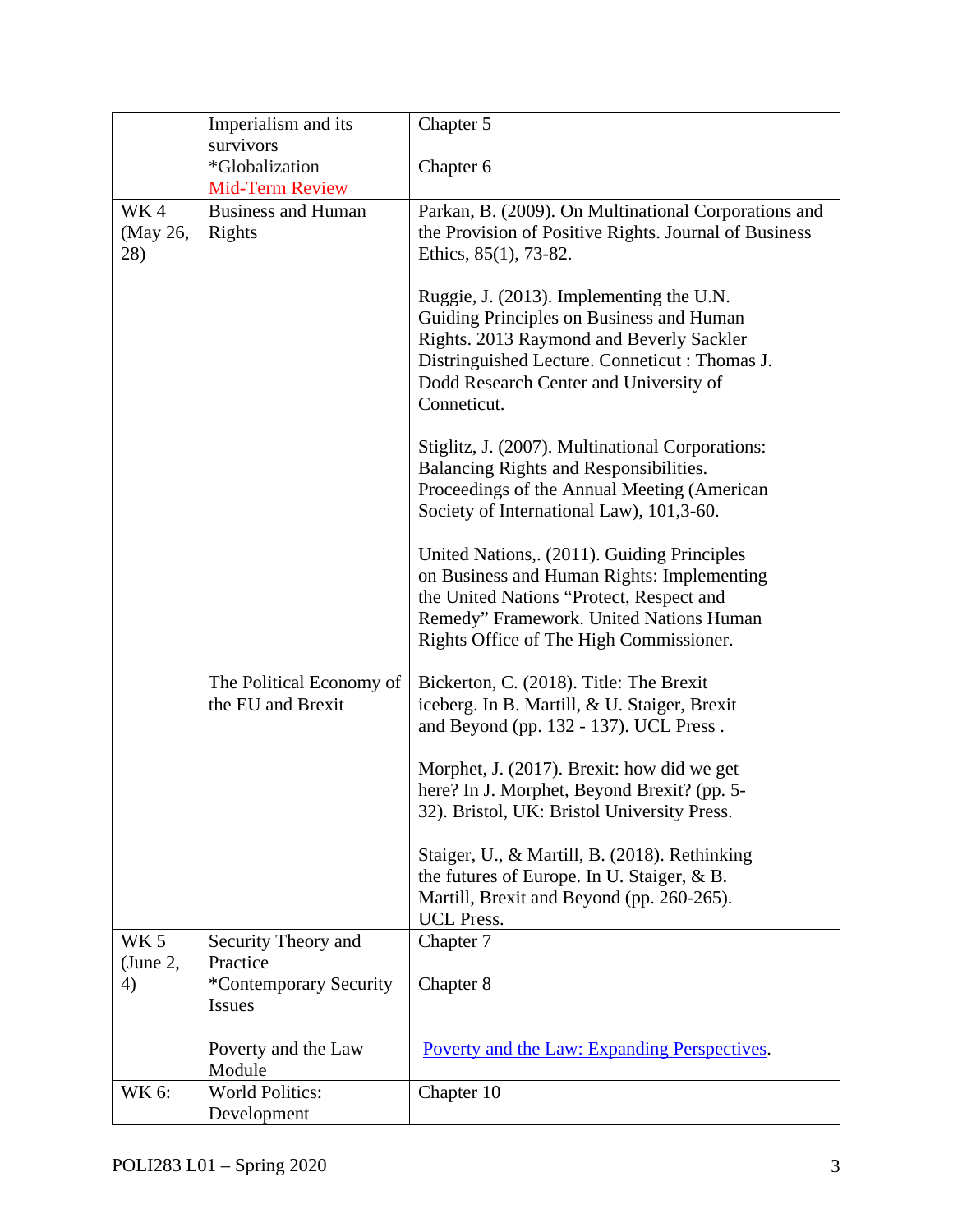| | | |
|---|---|---|
| | Imperialism and its survivors<br>*Globalization<br>Mid-Term Review | Chapter 5<br><br>Chapter 6 |
| WK 4 (May 26, 28) | Business and Human Rights | Parkan, B. (2009). On Multinational Corporations and the Provision of Positive Rights. Journal of Business Ethics, 85(1), 73-82.<br><br>Ruggie, J. (2013). Implementing the U.N. Guiding Principles on Business and Human Rights. 2013 Raymond and Beverly Sackler Distringuished Lecture. Conneticut : Thomas J. Dodd Research Center and University of Conneticut.<br><br>Stiglitz, J. (2007). Multinational Corporations: Balancing Rights and Responsibilities. Proceedings of the Annual Meeting (American Society of International Law), 101,3-60.<br><br>United Nations,. (2011). Guiding Principles on Business and Human Rights: Implementing the United Nations "Protect, Respect and Remedy" Framework. United Nations Human Rights Office of The High Commissioner. |
| | The Political Economy of the EU and Brexit | Bickerton, C. (2018). Title: The Brexit iceberg. In B. Martill, & U. Staiger, Brexit and Beyond (pp. 132 - 137). UCL Press .<br><br>Morphet, J. (2017). Brexit: how did we get here? In J. Morphet, Beyond Brexit? (pp. 5-32). Bristol, UK: Bristol University Press.<br><br>Staiger, U., & Martill, B. (2018). Rethinking the futures of Europe. In U. Staiger, & B. Martill, Brexit and Beyond (pp. 260-265). UCL Press. |
| WK 5 (June 2, 4) | Security Theory and Practice<br>*Contemporary Security Issues<br><br>Poverty and the Law Module | Chapter 7<br><br>Chapter 8<br><br>Poverty and the Law: Expanding Perspectives. |
| WK 6: | World Politics: Development | Chapter 10 |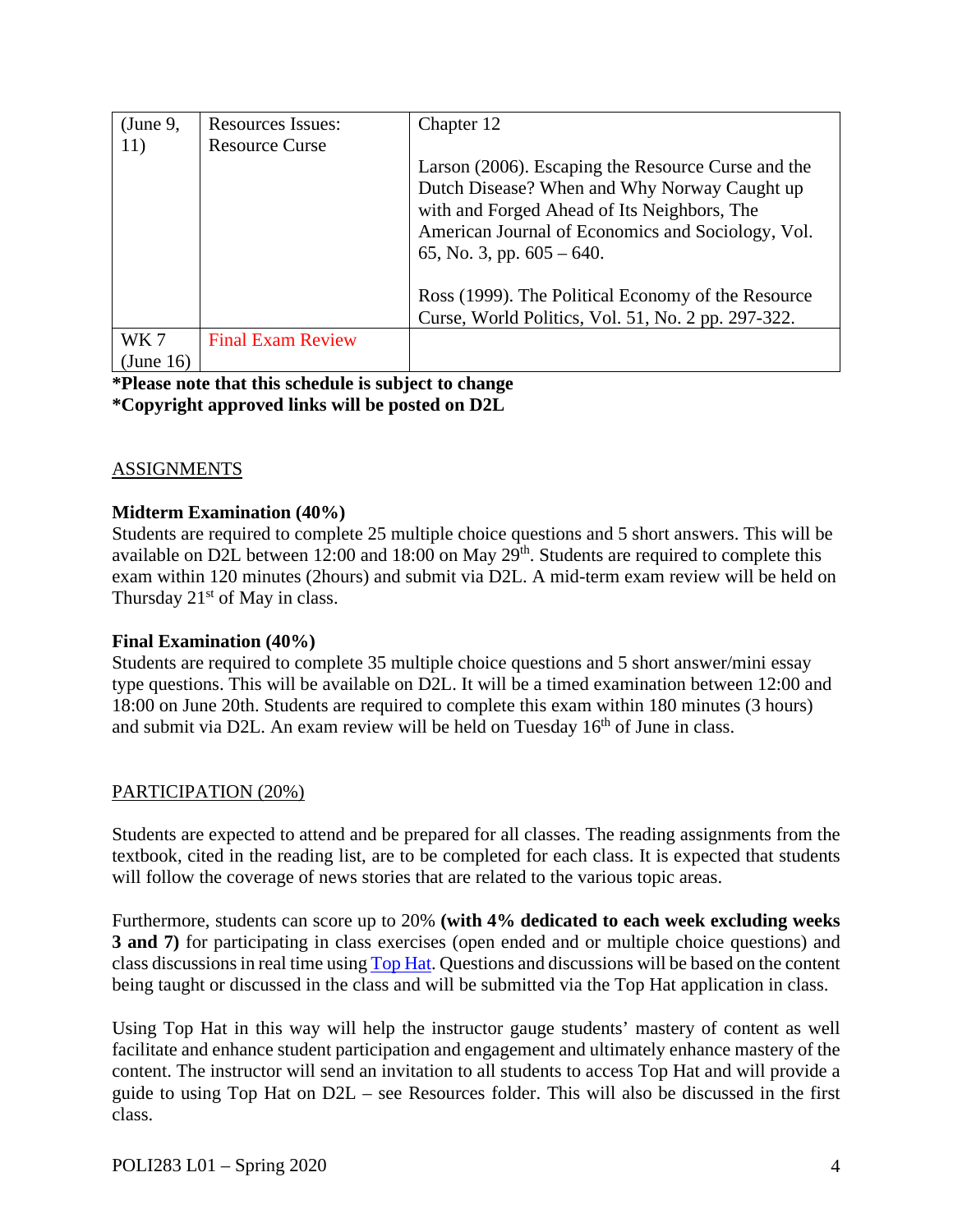| (June 9, 11) | Resources Issues: Resource Curse | Chapter 12<br><br>Larson (2006). Escaping the Resource Curse and the Dutch Disease? When and Why Norway Caught up with and Forged Ahead of Its Neighbors, The American Journal of Economics and Sociology, Vol. 65, No. 3, pp. 605 – 640.<br><br>Ross (1999). The Political Economy of the Resource Curse, World Politics, Vol. 51, No. 2 pp. 297-322. |
|---|---|---|
| WK 7 (June 16) | Final Exam Review | |

**\*Please note that this schedule is subject to change**
**\*Copyright approved links will be posted on D2L**

## ASSIGNMENTS

**Midterm Examination (40%)**
Students are required to complete 25 multiple choice questions and 5 short answers. This will be available on D2L between 12:00 and 18:00 on May 29th. Students are required to complete this exam within 120 minutes (2hours) and submit via D2L. A mid-term exam review will be held on Thursday 21st of May in class.

**Final Examination (40%)**
Students are required to complete 35 multiple choice questions and 5 short answer/mini essay type questions. This will be available on D2L. It will be a timed examination between 12:00 and 18:00 on June 20th. Students are required to complete this exam within 180 minutes (3 hours) and submit via D2L. An exam review will be held on Tuesday 16th of June in class.

## PARTICIPATION (20%)

Students are expected to attend and be prepared for all classes. The reading assignments from the textbook, cited in the reading list, are to be completed for each class. It is expected that students will follow the coverage of news stories that are related to the various topic areas.

Furthermore, students can score up to 20% **(with 4% dedicated to each week excluding weeks 3 and 7)** for participating in class exercises (open ended and or multiple choice questions) and class discussions in real time using Top Hat. Questions and discussions will be based on the content being taught or discussed in the class and will be submitted via the Top Hat application in class.

Using Top Hat in this way will help the instructor gauge students' mastery of content as well facilitate and enhance student participation and engagement and ultimately enhance mastery of the content. The instructor will send an invitation to all students to access Top Hat and will provide a guide to using Top Hat on D2L – see Resources folder. This will also be discussed in the first class.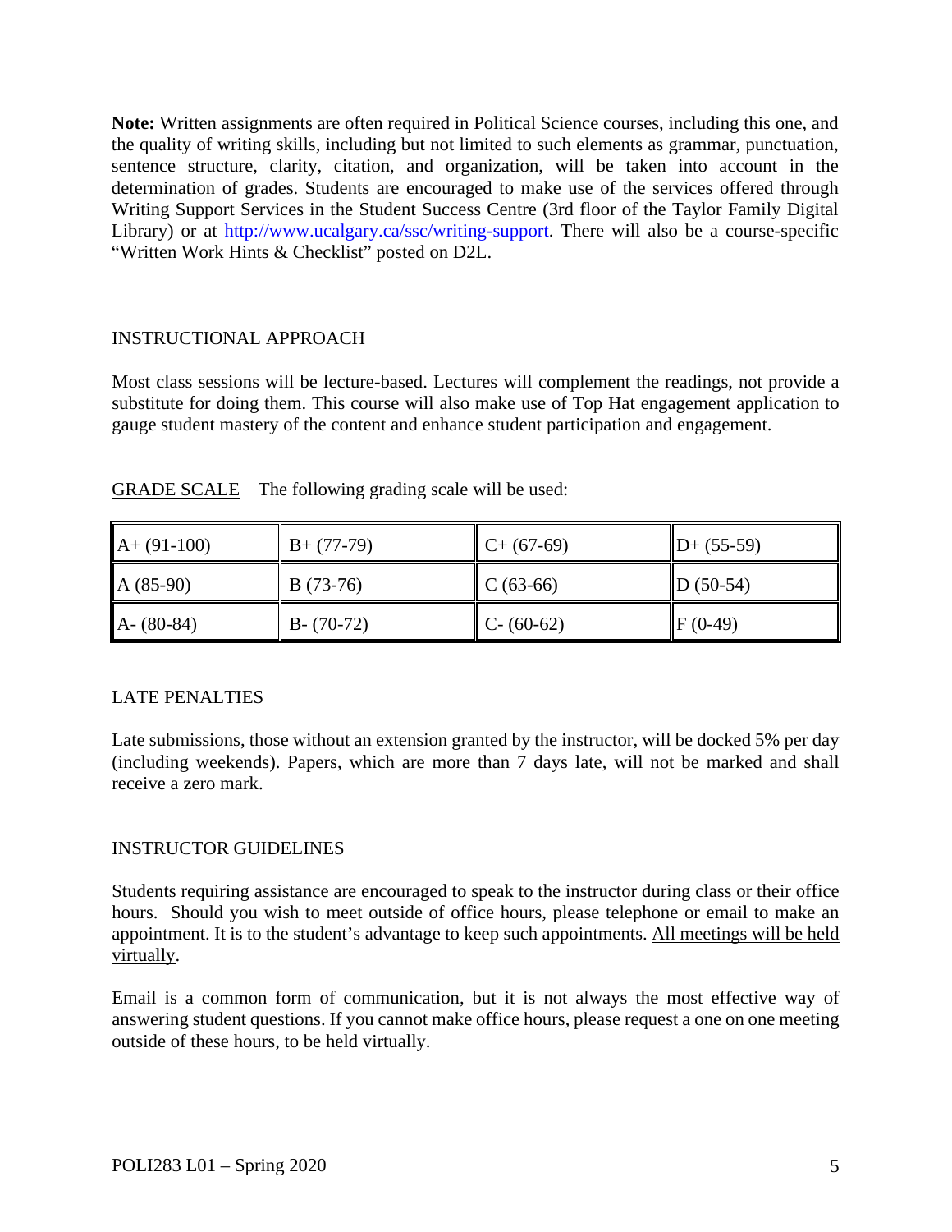**Note:** Written assignments are often required in Political Science courses, including this one, and the quality of writing skills, including but not limited to such elements as grammar, punctuation, sentence structure, clarity, citation, and organization, will be taken into account in the determination of grades. Students are encouraged to make use of the services offered through Writing Support Services in the Student Success Centre (3rd floor of the Taylor Family Digital Library) or at http://www.ucalgary.ca/ssc/writing-support. There will also be a course-specific "Written Work Hints & Checklist" posted on D2L.

## INSTRUCTIONAL APPROACH

Most class sessions will be lecture-based. Lectures will complement the readings, not provide a substitute for doing them. This course will also make use of Top Hat engagement application to gauge student mastery of the content and enhance student participation and engagement.

## GRADE SCALE

The following grading scale will be used:

| | | | |
|---|---|---|---|
| A+ (91-100) | B+ (77-79) | C+ (67-69) | D+ (55-59) |
| A (85-90) | B (73-76) | C (63-66) | D (50-54) |
| A- (80-84) | B- (70-72) | C- (60-62) | F (0-49) |

## LATE PENALTIES

Late submissions, those without an extension granted by the instructor, will be docked 5% per day (including weekends). Papers, which are more than 7 days late, will not be marked and shall receive a zero mark.

## INSTRUCTOR GUIDELINES

Students requiring assistance are encouraged to speak to the instructor during class or their office hours. Should you wish to meet outside of office hours, please telephone or email to make an appointment. It is to the student's advantage to keep such appointments. All meetings will be held virtually.

Email is a common form of communication, but it is not always the most effective way of answering student questions. If you cannot make office hours, please request a one on one meeting outside of these hours, to be held virtually.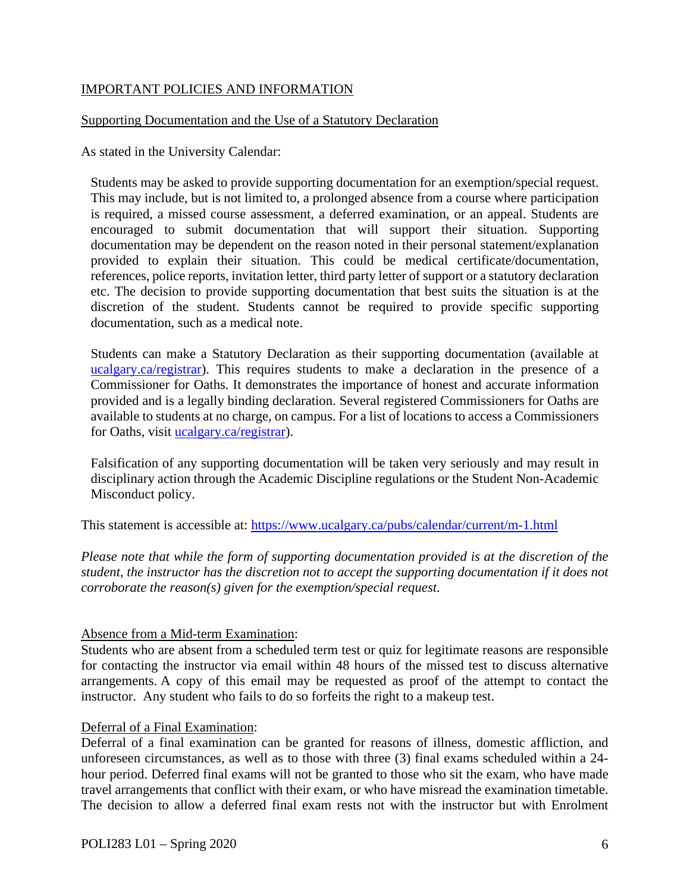## IMPORTANT POLICIES AND INFORMATION

### Supporting Documentation and the Use of a Statutory Declaration

As stated in the University Calendar:

> Students may be asked to provide supporting documentation for an exemption/special request. This may include, but is not limited to, a prolonged absence from a course where participation is required, a missed course assessment, a deferred examination, or an appeal. Students are encouraged to submit documentation that will support their situation. Supporting documentation may be dependent on the reason noted in their personal statement/explanation provided to explain their situation. This could be medical certificate/documentation, references, police reports, invitation letter, third party letter of support or a statutory declaration etc. The decision to provide supporting documentation that best suits the situation is at the discretion of the student. Students cannot be required to provide specific supporting documentation, such as a medical note.
>
> Students can make a Statutory Declaration as their supporting documentation (available at [ucalgary.ca/registrar](ucalgary.ca/registrar)). This requires students to make a declaration in the presence of a Commissioner for Oaths. It demonstrates the importance of honest and accurate information provided and is a legally binding declaration. Several registered Commissioners for Oaths are available to students at no charge, on campus. For a list of locations to access a Commissioners for Oaths, visit [ucalgary.ca/registrar](ucalgary.ca/registrar)).
>
> Falsification of any supporting documentation will be taken very seriously and may result in disciplinary action through the Academic Discipline regulations or the Student Non-Academic Misconduct policy.

This statement is accessible at: https://www.ucalgary.ca/pubs/calendar/current/m-1.html

*Please note that while the form of supporting documentation provided is at the discretion of the student, the instructor has the discretion not to accept the supporting documentation if it does not corroborate the reason(s) given for the exemption/special request.*

### Absence from a Mid-term Examination:

Students who are absent from a scheduled term test or quiz for legitimate reasons are responsible for contacting the instructor via email within 48 hours of the missed test to discuss alternative arrangements. A copy of this email may be requested as proof of the attempt to contact the instructor. Any student who fails to do so forfeits the right to a makeup test.

### Deferral of a Final Examination:

Deferral of a final examination can be granted for reasons of illness, domestic affliction, and unforeseen circumstances, as well as to those with three (3) final exams scheduled within a 24-hour period. Deferred final exams will not be granted to those who sit the exam, who have made travel arrangements that conflict with their exam, or who have misread the examination timetable. The decision to allow a deferred final exam rests not with the instructor but with Enrolment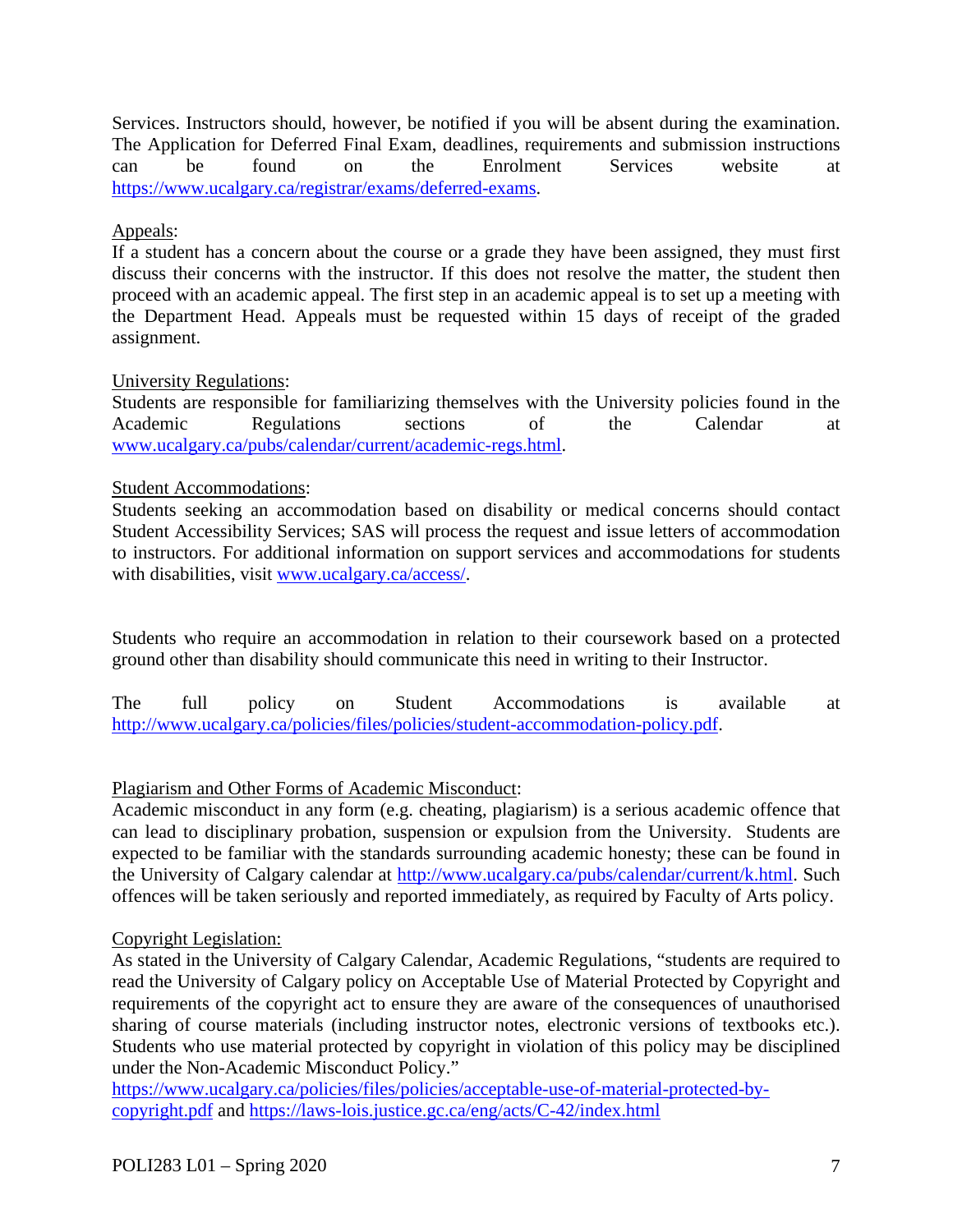Services. Instructors should, however, be notified if you will be absent during the examination. The Application for Deferred Final Exam, deadlines, requirements and submission instructions can be found on the Enrolment Services website at https://www.ucalgary.ca/registrar/exams/deferred-exams.

Appeals:

If a student has a concern about the course or a grade they have been assigned, they must first discuss their concerns with the instructor. If this does not resolve the matter, the student then proceed with an academic appeal. The first step in an academic appeal is to set up a meeting with the Department Head. Appeals must be requested within 15 days of receipt of the graded assignment.

University Regulations:

Students are responsible for familiarizing themselves with the University policies found in the Academic Regulations sections of the Calendar at www.ucalgary.ca/pubs/calendar/current/academic-regs.html.

Student Accommodations:

Students seeking an accommodation based on disability or medical concerns should contact Student Accessibility Services; SAS will process the request and issue letters of accommodation to instructors. For additional information on support services and accommodations for students with disabilities, visit www.ucalgary.ca/access/.

Students who require an accommodation in relation to their coursework based on a protected ground other than disability should communicate this need in writing to their Instructor.

The full policy on Student Accommodations is available at http://www.ucalgary.ca/policies/files/policies/student-accommodation-policy.pdf.

Plagiarism and Other Forms of Academic Misconduct:

Academic misconduct in any form (e.g. cheating, plagiarism) is a serious academic offence that can lead to disciplinary probation, suspension or expulsion from the University. Students are expected to be familiar with the standards surrounding academic honesty; these can be found in the University of Calgary calendar at http://www.ucalgary.ca/pubs/calendar/current/k.html. Such offences will be taken seriously and reported immediately, as required by Faculty of Arts policy.

Copyright Legislation:

As stated in the University of Calgary Calendar, Academic Regulations, "students are required to read the University of Calgary policy on Acceptable Use of Material Protected by Copyright and requirements of the copyright act to ensure they are aware of the consequences of unauthorised sharing of course materials (including instructor notes, electronic versions of textbooks etc.). Students who use material protected by copyright in violation of this policy may be disciplined under the Non-Academic Misconduct Policy."
https://www.ucalgary.ca/policies/files/policies/acceptable-use-of-material-protected-by-copyright.pdf and https://laws-lois.justice.gc.ca/eng/acts/C-42/index.html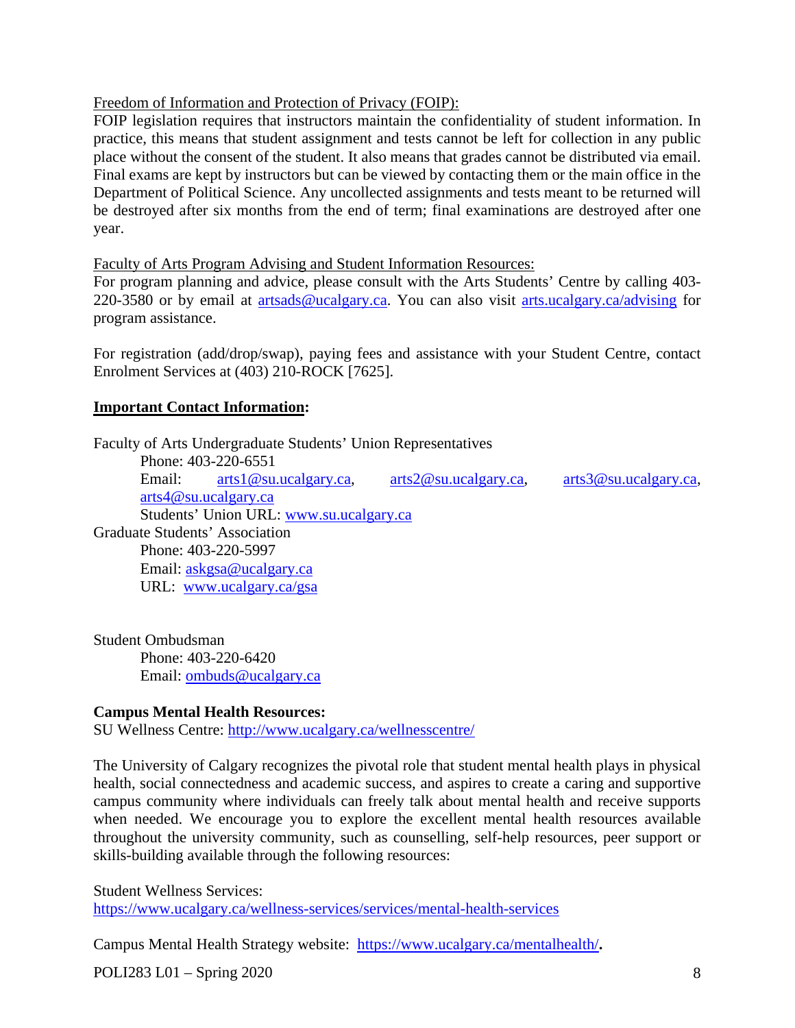Freedom of Information and Protection of Privacy (FOIP):
FOIP legislation requires that instructors maintain the confidentiality of student information. In practice, this means that student assignment and tests cannot be left for collection in any public place without the consent of the student. It also means that grades cannot be distributed via email. Final exams are kept by instructors but can be viewed by contacting them or the main office in the Department of Political Science. Any uncollected assignments and tests meant to be returned will be destroyed after six months from the end of term; final examinations are destroyed after one year.

Faculty of Arts Program Advising and Student Information Resources:
For program planning and advice, please consult with the Arts Students' Centre by calling 403-220-3580 or by email at artsads@ucalgary.ca. You can also visit arts.ucalgary.ca/advising for program assistance.

For registration (add/drop/swap), paying fees and assistance with your Student Centre, contact Enrolment Services at (403) 210-ROCK [7625].

**Important Contact Information:**

Faculty of Arts Undergraduate Students' Union Representatives
Phone: 403-220-6551
Email: arts1@su.ucalgary.ca, arts2@su.ucalgary.ca, arts3@su.ucalgary.ca, arts4@su.ucalgary.ca
Students' Union URL: www.su.ucalgary.ca

Graduate Students' Association
Phone: 403-220-5997
Email: askgsa@ucalgary.ca
URL: www.ucalgary.ca/gsa

Student Ombudsman
Phone: 403-220-6420
Email: ombuds@ucalgary.ca

**Campus Mental Health Resources:**
SU Wellness Centre: http://www.ucalgary.ca/wellnesscentre/

The University of Calgary recognizes the pivotal role that student mental health plays in physical health, social connectedness and academic success, and aspires to create a caring and supportive campus community where individuals can freely talk about mental health and receive supports when needed. We encourage you to explore the excellent mental health resources available throughout the university community, such as counselling, self-help resources, peer support or skills-building available through the following resources:

Student Wellness Services:
https://www.ucalgary.ca/wellness-services/services/mental-health-services

Campus Mental Health Strategy website: https://www.ucalgary.ca/mentalhealth/**.**